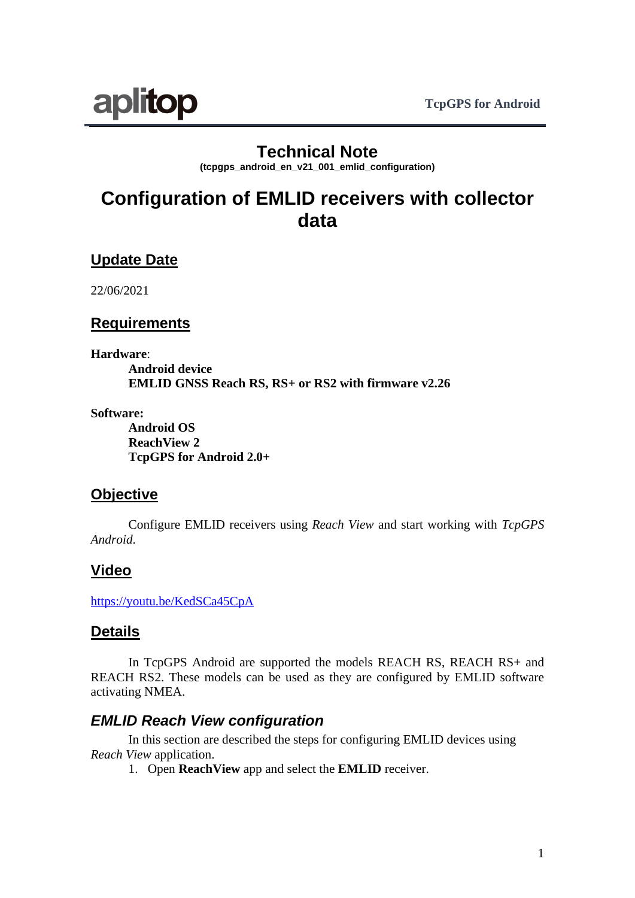# Technical Note

**(tcpgps_android_en_v21_001_emlid_configuration)**

# Configuration of EMLID receivers with collector data

## Update Date

22/06/2021

## Requirements

**Hardware**:

**Android device**
**EMLID GNSS Reach RS, RS+ or RS2 with firmware v2.26**

**Software:**

**Android OS**
**ReachView 2**
**TcpGPS for Android 2.0+**

## Objective

Configure EMLID receivers using *Reach View* and start working with *TcpGPS Android.*

## Video

https://youtu.be/KedSCa45CpA

## Details

In TcpGPS Android are supported the models REACH RS, REACH RS+ and REACH RS2. These models can be used as they are configured by EMLID software activating NMEA.

### *EMLID Reach View configuration*

In this section are described the steps for configuring EMLID devices using *Reach View* application.

1. Open **ReachView** app and select the **EMLID** receiver.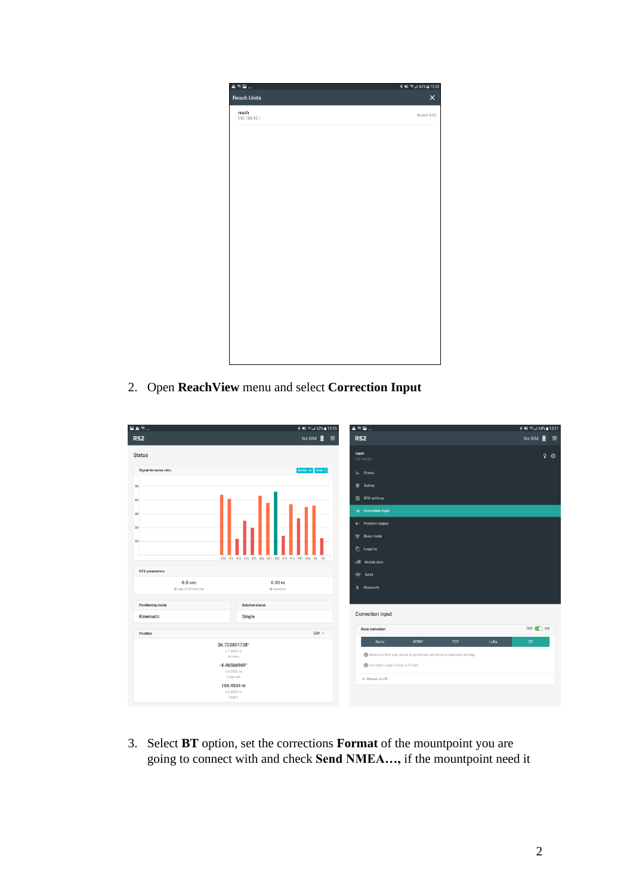2. Open **ReachView** menu and select **Correction Input**

3. Select **BT** option, set the corrections **Format** of the mountpoint you are going to connect with and check **Send NMEA…,** if the mountpoint need it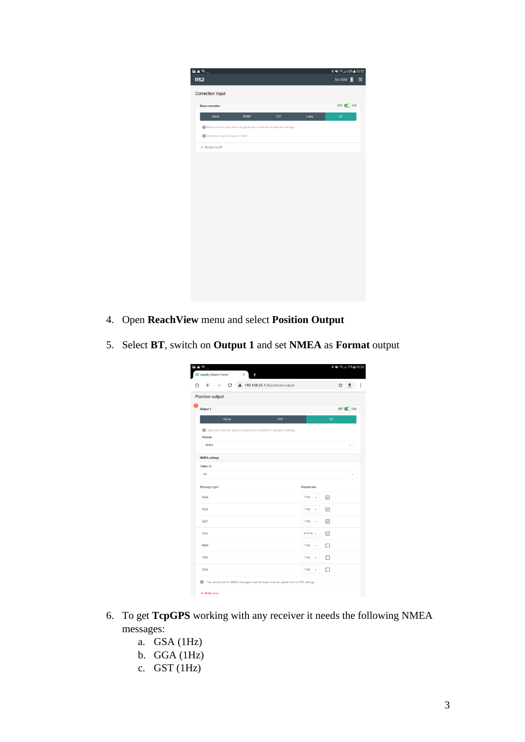4. Open **ReachView** menu and select **Position Output**

5. Select **BT**, switch on **Output 1** and set **NMEA** as **Format** output

6. To get **TcpGPS** working with any receiver it needs the following NMEA messages:
   a. GSA (1Hz)
   b. GGA (1Hz)
   c. GST (1Hz)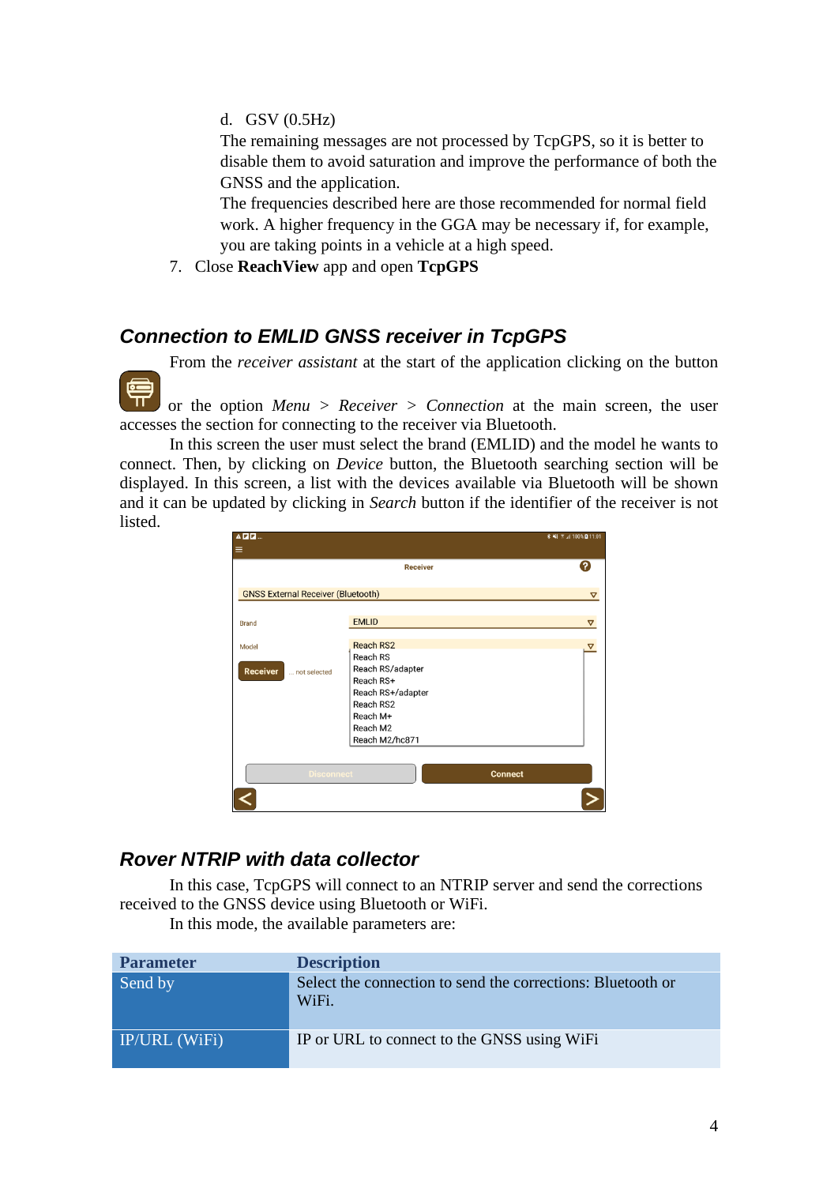d. GSV (0.5Hz)

The remaining messages are not processed by TcpGPS, so it is better to disable them to avoid saturation and improve the performance of both the GNSS and the application.

The frequencies described here are those recommended for normal field work. A higher frequency in the GGA may be necessary if, for example, you are taking points in a vehicle at a high speed.

7. Close **ReachView** app and open **TcpGPS**

## Connection to EMLID GNSS receiver in TcpGPS

From the *receiver assistant* at the start of the application clicking on the button or the option *Menu > Receiver > Connection* at the main screen, the user accesses the section for connecting to the receiver via Bluetooth.

In this screen the user must select the brand (EMLID) and the model he wants to connect. Then, by clicking on *Device* button, the Bluetooth searching section will be displayed. In this screen, a list with the devices available via Bluetooth will be shown and it can be updated by clicking in *Search* button if the identifier of the receiver is not listed.

## Rover NTRIP with data collector

In this case, TcpGPS will connect to an NTRIP server and send the corrections received to the GNSS device using Bluetooth or WiFi.

In this mode, the available parameters are:

| Parameter | Description |
|---|---|
| Send by | Select the connection to send the corrections: Bluetooth or WiFi. |
| IP/URL (WiFi) | IP or URL to connect to the GNSS using WiFi |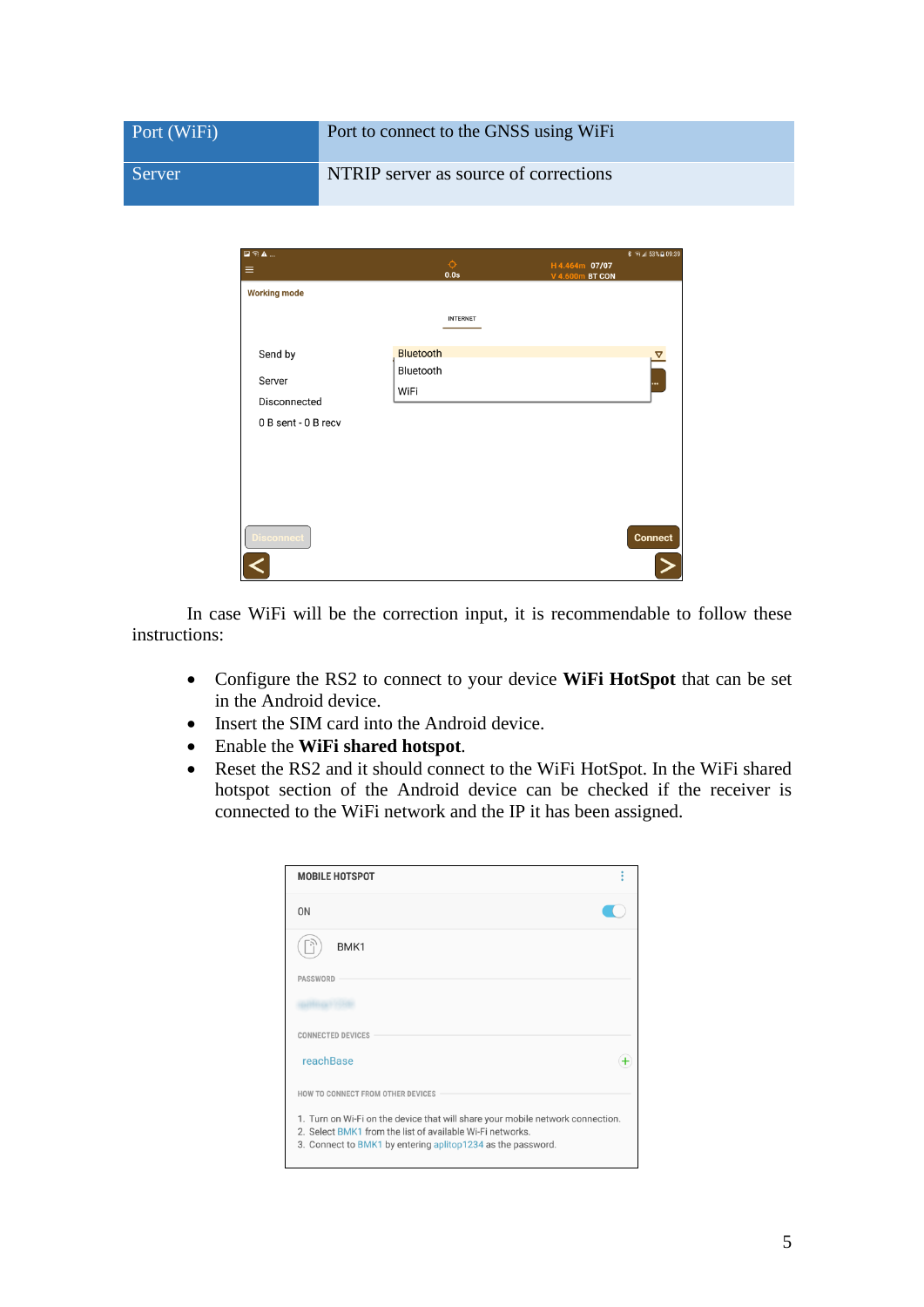| Port (WiFi) | Port to connect to the GNSS using WiFi |
|---|---|
| Server | NTRIP server as source of corrections |

In case WiFi will be the correction input, it is recommendable to follow these instructions:

- Configure the RS2 to connect to your device **WiFi HotSpot** that can be set in the Android device.
- Insert the SIM card into the Android device.
- Enable the **WiFi shared hotspot**.
- Reset the RS2 and it should connect to the WiFi HotSpot. In the WiFi shared hotspot section of the Android device can be checked if the receiver is connected to the WiFi network and the IP it has been assigned.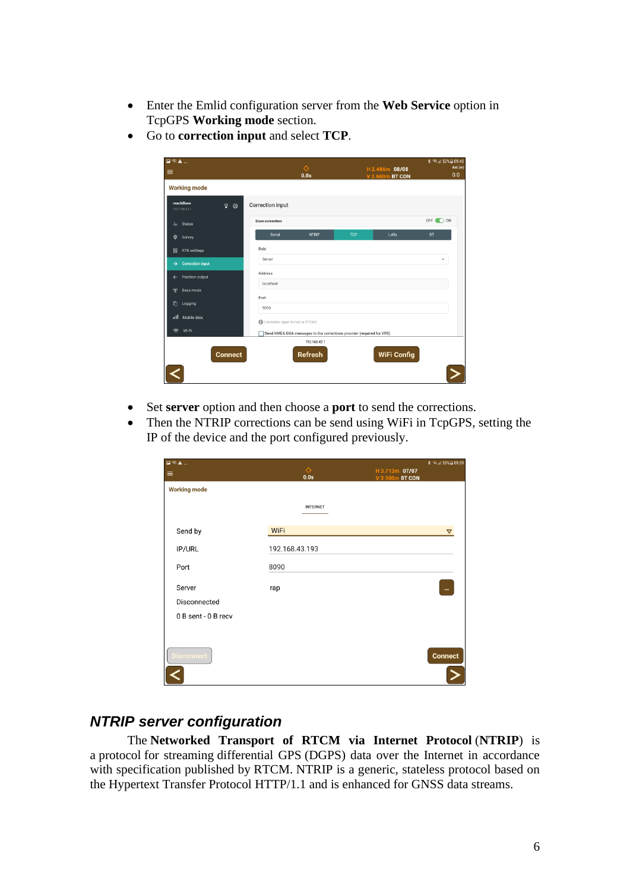- Enter the Emlid configuration server from the **Web Service** option in TcpGPS **Working mode** section.
- Go to **correction input** and select **TCP**.

- Set **server** option and then choose a **port** to send the corrections.
- Then the NTRIP corrections can be send using WiFi in TcpGPS, setting the IP of the device and the port configured previously.

## *NTRIP server configuration*

The **Networked Transport of RTCM via Internet Protocol** (**NTRIP**) is a protocol for streaming differential GPS (DGPS) data over the Internet in accordance with specification published by RTCM. NTRIP is a generic, stateless protocol based on the Hypertext Transfer Protocol HTTP/1.1 and is enhanced for GNSS data streams.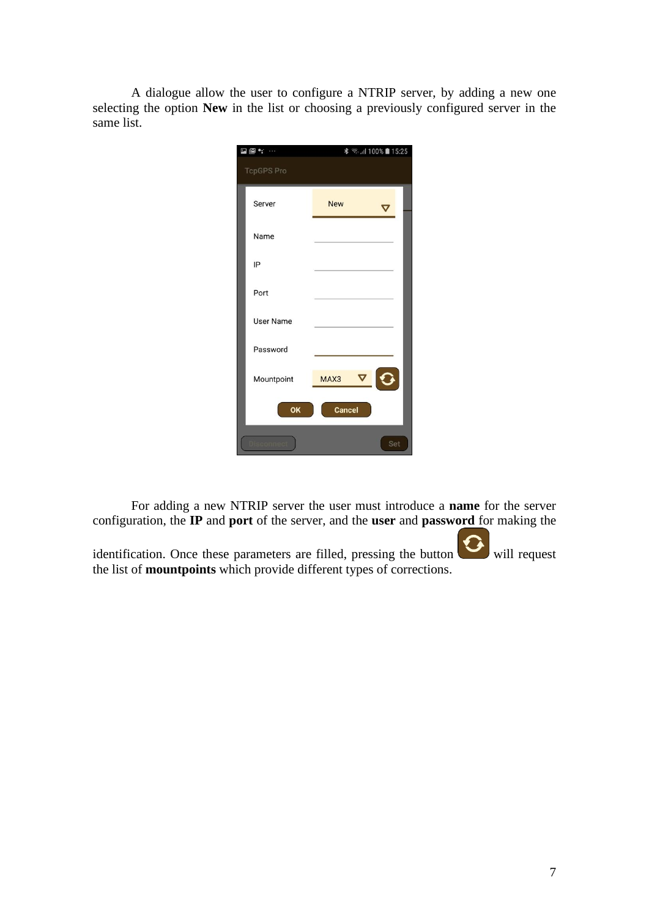A dialogue allow the user to configure a NTRIP server, by adding a new one selecting the option **New** in the list or choosing a previously configured server in the same list.

For adding a new NTRIP server the user must introduce a **name** for the server configuration, the **IP** and **port** of the server, and the **user** and **password** for making the identification. Once these parameters are filled, pressing the button will request the list of **mountpoints** which provide different types of corrections.